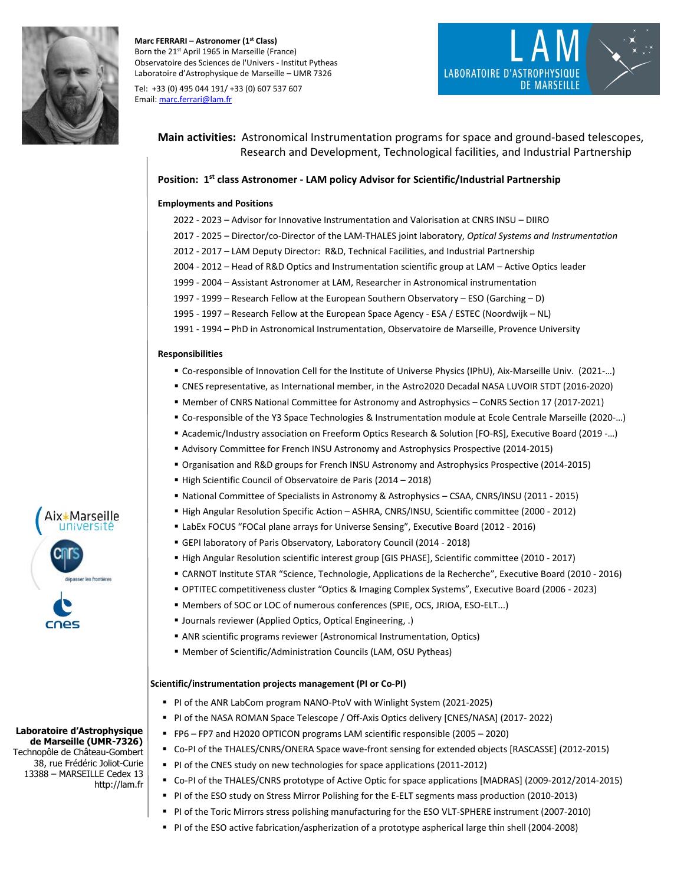**Marc FERRARI – Astronomer (1st Class)**
Born the 21st April 1965 in Marseille (France)
Observatoire des Sciences de l'Univers - Institut Pytheas
Laboratoire d'Astrophysique de Marseille – UMR 7326
Tel: +33 (0) 495 044 191/ +33 (0) 607 537 607
Email: marc.ferrari@lam.fr

LAM
LABORATOIRE D'ASTROPHYSIQUE DE MARSEILLE

**Main activities:** Astronomical Instrumentation programs for space and ground-based telescopes, Research and Development, Technological facilities, and Industrial Partnership

**Position: 1st class Astronomer - LAM policy Advisor for Scientific/Industrial Partnership**

**Employments and Positions**

2022 - 2023 – Advisor for Innovative Instrumentation and Valorisation at CNRS INSU – DIIRO
2017 - 2025 – Director/co-Director of the LAM-THALES joint laboratory, *Optical Systems and Instrumentation*
2012 - 2017 – LAM Deputy Director: R&D, Technical Facilities, and Industrial Partnership
2004 - 2012 – Head of R&D Optics and Instrumentation scientific group at LAM – Active Optics leader
1999 - 2004 – Assistant Astronomer at LAM, Researcher in Astronomical instrumentation
1997 - 1999 – Research Fellow at the European Southern Observatory – ESO (Garching – D)
1995 - 1997 – Research Fellow at the European Space Agency - ESA / ESTEC (Noordwijk – NL)
1991 - 1994 – PhD in Astronomical Instrumentation, Observatoire de Marseille, Provence University

**Responsibilities**

- Co-responsible of Innovation Cell for the Institute of Universe Physics (IPhU), Aix-Marseille Univ. (2021-…)
- CNES representative, as International member, in the Astro2020 Decadal NASA LUVOIR STDT (2016-2020)
- Member of CNRS National Committee for Astronomy and Astrophysics – CoNRS Section 17 (2017-2021)
- Co-responsible of the Y3 Space Technologies & Instrumentation module at Ecole Centrale Marseille (2020-…)
- Academic/Industry association on Freeform Optics Research & Solution [FO-RS], Executive Board (2019 -…)
- Advisory Committee for French INSU Astronomy and Astrophysics Prospective (2014-2015)
- Organisation and R&D groups for French INSU Astronomy and Astrophysics Prospective (2014-2015)
- High Scientific Council of Observatoire de Paris (2014 – 2018)
- National Committee of Specialists in Astronomy & Astrophysics – CSAA, CNRS/INSU (2011 - 2015)
- High Angular Resolution Specific Action – ASHRA, CNRS/INSU, Scientific committee (2000 - 2012)
- LabEx FOCUS "FOCal plane arrays for Universe Sensing", Executive Board (2012 - 2016)
- GEPI laboratory of Paris Observatory, Laboratory Council (2014 - 2018)
- High Angular Resolution scientific interest group [GIS PHASE], Scientific committee (2010 - 2017)
- CARNOT Institute STAR "Science, Technologie, Applications de la Recherche", Executive Board (2010 - 2016)
- OPTITEC competitiveness cluster "Optics & Imaging Complex Systems", Executive Board (2006 - 2023)
- Members of SOC or LOC of numerous conferences (SPIE, OCS, JRIOA, ESO-ELT...)
- Journals reviewer (Applied Optics, Optical Engineering, .)
- ANR scientific programs reviewer (Astronomical Instrumentation, Optics)
- Member of Scientific/Administration Councils (LAM, OSU Pytheas)

**Scientific/instrumentation projects management (PI or Co-PI)**

- PI of the ANR LabCom program NANO-PtoV with Winlight System (2021-2025)
- PI of the NASA ROMAN Space Telescope / Off-Axis Optics delivery [CNES/NASA] (2017- 2022)
- FP6 – FP7 and H2020 OPTICON programs LAM scientific responsible (2005 – 2020)
- Co-PI of the THALES/CNRS/ONERA Space wave-front sensing for extended objects [RASCASSE] (2012-2015)
- PI of the CNES study on new technologies for space applications (2011-2012)
- Co-PI of the THALES/CNRS prototype of Active Optic for space applications [MADRAS] (2009-2012/2014-2015)
- PI of the ESO study on Stress Mirror Polishing for the E-ELT segments mass production (2010-2013)
- PI of the Toric Mirrors stress polishing manufacturing for the ESO VLT-SPHERE instrument (2007-2010)
- PI of the ESO active fabrication/aspherization of a prototype aspherical large thin shell (2004-2008)

Aix*Marseille université
CNRS dépasser les frontières
cnes

**Laboratoire d'Astrophysique de Marseille (UMR-7326)**
Technopôle de Château-Gombert
38, rue Frédéric Joliot-Curie
13388 – MARSEILLE Cedex 13
http://lam.fr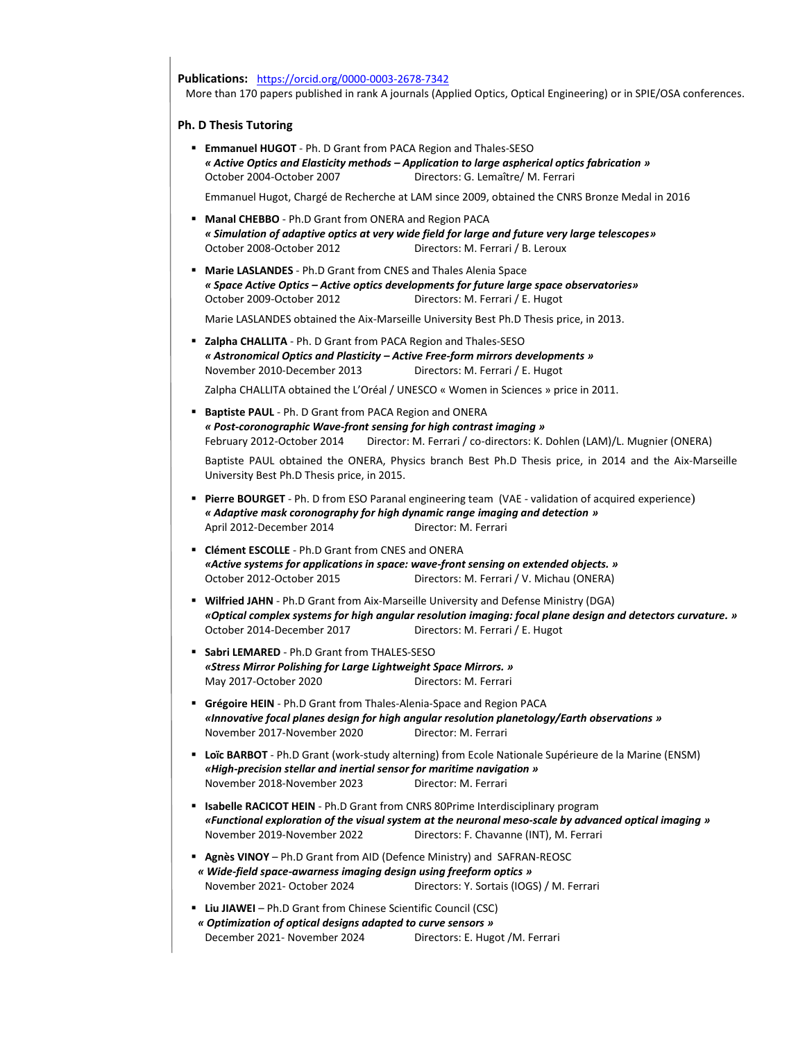**Publications:** https://orcid.org/0000-0003-2678-7342

More than 170 papers published in rank A journals (Applied Optics, Optical Engineering) or in SPIE/OSA conferences.

## Ph. D Thesis Tutoring

- **Emmanuel HUGOT** - Ph. D Grant from PACA Region and Thales-SESO
  ***« Active Optics and Elasticity methods – Application to large aspherical optics fabrication »***
  October 2004-October 2007 Directors: G. Lemaître/ M. Ferrari

  Emmanuel Hugot, Chargé de Recherche at LAM since 2009, obtained the CNRS Bronze Medal in 2016

- **Manal CHEBBO** - Ph.D Grant from ONERA and Region PACA
  ***« Simulation of adaptive optics at very wide field for large and future very large telescopes»***
  October 2008-October 2012 Directors: M. Ferrari / B. Leroux

- **Marie LASLANDES** - Ph.D Grant from CNES and Thales Alenia Space
  ***« Space Active Optics – Active optics developments for future large space observatories»***
  October 2009-October 2012 Directors: M. Ferrari / E. Hugot

  Marie LASLANDES obtained the Aix-Marseille University Best Ph.D Thesis price, in 2013.

- **Zalpha CHALLITA** - Ph. D Grant from PACA Region and Thales-SESO
  ***« Astronomical Optics and Plasticity – Active Free-form mirrors developments »***
  November 2010-December 2013 Directors: M. Ferrari / E. Hugot

  Zalpha CHALLITA obtained the L'Oréal / UNESCO « Women in Sciences » price in 2011.

- **Baptiste PAUL** - Ph. D Grant from PACA Region and ONERA
  ***« Post-coronographic Wave-front sensing for high contrast imaging »***
  February 2012-October 2014 Director: M. Ferrari / co-directors: K. Dohlen (LAM)/L. Mugnier (ONERA)

  Baptiste PAUL obtained the ONERA, Physics branch Best Ph.D Thesis price, in 2014 and the Aix-Marseille University Best Ph.D Thesis price, in 2015.

- **Pierre BOURGET** - Ph. D from ESO Paranal engineering team (VAE - validation of acquired experience)
  ***« Adaptive mask coronography for high dynamic range imaging and detection »***
  April 2012-December 2014 Director: M. Ferrari

- **Clément ESCOLLE** - Ph.D Grant from CNES and ONERA
  ***«Active systems for applications in space: wave-front sensing on extended objects. »***
  October 2012-October 2015 Directors: M. Ferrari / V. Michau (ONERA)

- **Wilfried JAHN** - Ph.D Grant from Aix-Marseille University and Defense Ministry (DGA)
  ***«Optical complex systems for high angular resolution imaging: focal plane design and detectors curvature. »***
  October 2014-December 2017 Directors: M. Ferrari / E. Hugot

- **Sabri LEMARED** - Ph.D Grant from THALES-SESO
  ***«Stress Mirror Polishing for Large Lightweight Space Mirrors. »***
  May 2017-October 2020 Directors: M. Ferrari

- **Grégoire HEIN** - Ph.D Grant from Thales-Alenia-Space and Region PACA
  ***«Innovative focal planes design for high angular resolution planetology/Earth observations »***
  November 2017-November 2020 Director: M. Ferrari

- **Loïc BARBOT** - Ph.D Grant (work-study alterning) from Ecole Nationale Supérieure de la Marine (ENSM)
  ***«High-precision stellar and inertial sensor for maritime navigation »***
  November 2018-November 2023 Director: M. Ferrari

- **Isabelle RACICOT HEIN** - Ph.D Grant from CNRS 80Prime Interdisciplinary program
  ***«Functional exploration of the visual system at the neuronal meso-scale by advanced optical imaging »***
  November 2019-November 2022 Directors: F. Chavanne (INT), M. Ferrari

- **Agnès VINOY** – Ph.D Grant from AID (Defence Ministry) and SAFRAN-REOSC
  ***« Wide-field space-awarness imaging design using freeform optics »***
  November 2021- October 2024 Directors: Y. Sortais (IOGS) / M. Ferrari

- **Liu JIAWEI** – Ph.D Grant from Chinese Scientific Council (CSC)
  ***« Optimization of optical designs adapted to curve sensors »***
  December 2021- November 2024 Directors: E. Hugot /M. Ferrari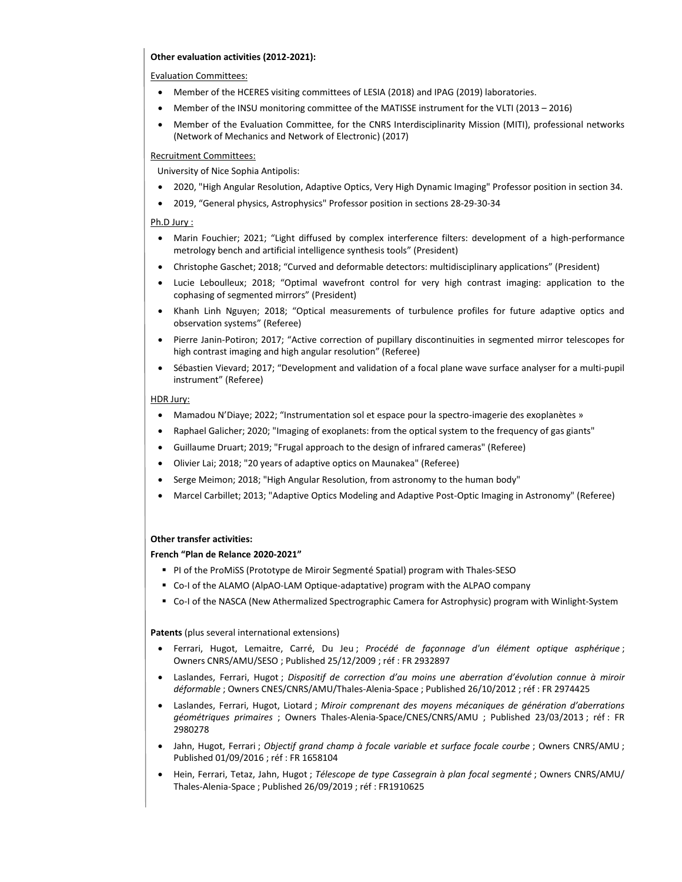**Other evaluation activities (2012-2021):**

Evaluation Committees:

- Member of the HCERES visiting committees of LESIA (2018) and IPAG (2019) laboratories.
- Member of the INSU monitoring committee of the MATISSE instrument for the VLTI (2013 – 2016)
- Member of the Evaluation Committee, for the CNRS Interdisciplinarity Mission (MITI), professional networks (Network of Mechanics and Network of Electronic) (2017)

Recruitment Committees:

University of Nice Sophia Antipolis:

- 2020, "High Angular Resolution, Adaptive Optics, Very High Dynamic Imaging" Professor position in section 34.
- 2019, "General physics, Astrophysics" Professor position in sections 28-29-30-34

Ph.D Jury :

- Marin Fouchier; 2021; "Light diffused by complex interference filters: development of a high-performance metrology bench and artificial intelligence synthesis tools" (President)
- Christophe Gaschet; 2018; "Curved and deformable detectors: multidisciplinary applications" (President)
- Lucie Leboulleux; 2018; "Optimal wavefront control for very high contrast imaging: application to the cophasing of segmented mirrors" (President)
- Khanh Linh Nguyen; 2018; "Optical measurements of turbulence profiles for future adaptive optics and observation systems" (Referee)
- Pierre Janin-Potiron; 2017; "Active correction of pupillary discontinuities in segmented mirror telescopes for high contrast imaging and high angular resolution" (Referee)
- Sébastien Vievard; 2017; "Development and validation of a focal plane wave surface analyser for a multi-pupil instrument" (Referee)

HDR Jury:

- Mamadou N'Diaye; 2022; "Instrumentation sol et espace pour la spectro-imagerie des exoplanètes »
- Raphael Galicher; 2020; "Imaging of exoplanets: from the optical system to the frequency of gas giants"
- Guillaume Druart; 2019; "Frugal approach to the design of infrared cameras" (Referee)
- Olivier Lai; 2018; "20 years of adaptive optics on Maunakea" (Referee)
- Serge Meimon; 2018; "High Angular Resolution, from astronomy to the human body"
- Marcel Carbillet; 2013; "Adaptive Optics Modeling and Adaptive Post-Optic Imaging in Astronomy" (Referee)

**Other transfer activities:**

**French "Plan de Relance 2020-2021"**

- PI of the ProMiSS (Prototype de Miroir Segmenté Spatial) program with Thales-SESO
- Co-I of the ALAMO (AlpAO-LAM Optique-adaptative) program with the ALPAO company
- Co-I of the NASCA (New Athermalized Spectrographic Camera for Astrophysic) program with Winlight-System

**Patents** (plus several international extensions)

- Ferrari, Hugot, Lemaitre, Carré, Du Jeu ; *Procédé de façonnage d'un élément optique asphérique* ; Owners CNRS/AMU/SESO ; Published 25/12/2009 ; réf : FR 2932897
- Laslandes, Ferrari, Hugot ; *Dispositif de correction d'au moins une aberration d'évolution connue à miroir déformable* ; Owners CNES/CNRS/AMU/Thales-Alenia-Space ; Published 26/10/2012 ; réf : FR 2974425
- Laslandes, Ferrari, Hugot, Liotard ; *Miroir comprenant des moyens mécaniques de génération d'aberrations géométriques primaires* ; Owners Thales-Alenia-Space/CNES/CNRS/AMU ; Published 23/03/2013 ; réf : FR 2980278
- Jahn, Hugot, Ferrari ; *Objectif grand champ à focale variable et surface focale courbe* ; Owners CNRS/AMU ; Published 01/09/2016 ; réf : FR 1658104
- Hein, Ferrari, Tetaz, Jahn, Hugot ; *Télescope de type Cassegrain à plan focal segmenté* ; Owners CNRS/AMU/ Thales-Alenia-Space ; Published 26/09/2019 ; réf : FR1910625